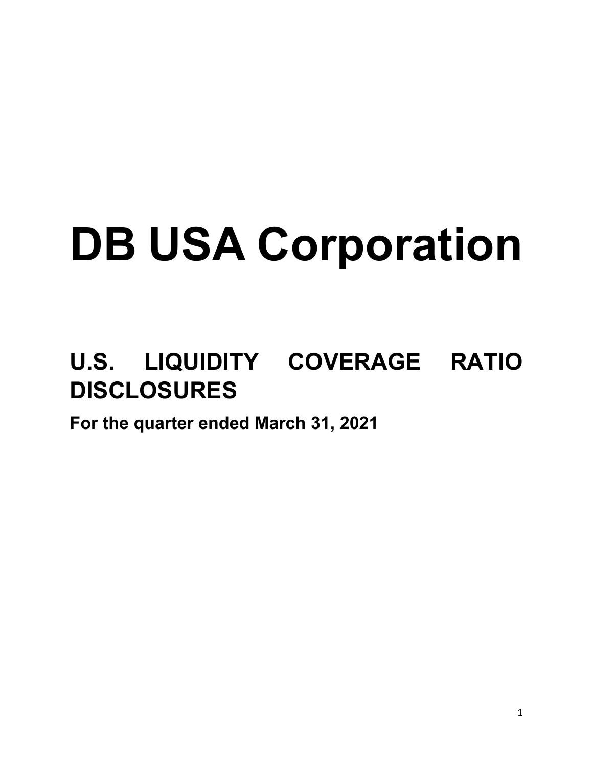# DB USA Corporation

## U.S. LIQUIDITY COVERAGE RATIO DISCLOSURES

**For the quarter ended March 31, 2021**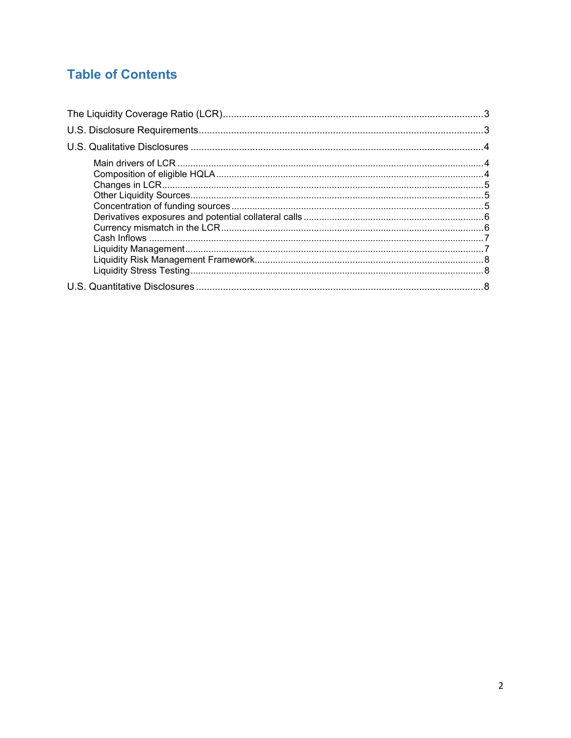# Table of Contents

The Liquidity Coverage Ratio (LCR) .......... 3

U.S. Disclosure Requirements .......... 3

U.S. Qualitative Disclosures .......... 4

- Main drivers of LCR .......... 4
- Composition of eligible HQLA .......... 4
- Changes in LCR .......... 5
- Other Liquidity Sources .......... 5
- Concentration of funding sources .......... 5
- Derivatives exposures and potential collateral calls .......... 6
- Currency mismatch in the LCR .......... 6
- Cash Inflows .......... 7
- Liquidity Management .......... 7
- Liquidity Risk Management Framework .......... 8
- Liquidity Stress Testing .......... 8

U.S. Quantitative Disclosures .......... 8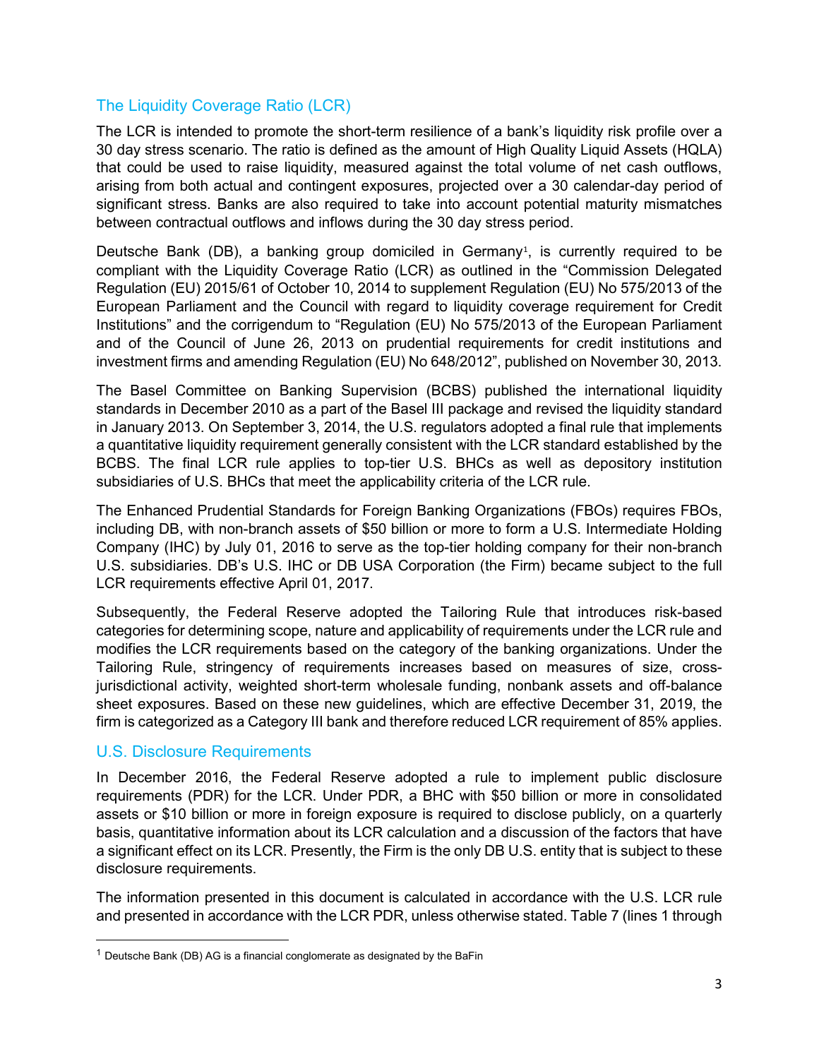## The Liquidity Coverage Ratio (LCR)

The LCR is intended to promote the short-term resilience of a bank's liquidity risk profile over a 30 day stress scenario. The ratio is defined as the amount of High Quality Liquid Assets (HQLA) that could be used to raise liquidity, measured against the total volume of net cash outflows, arising from both actual and contingent exposures, projected over a 30 calendar-day period of significant stress. Banks are also required to take into account potential maturity mismatches between contractual outflows and inflows during the 30 day stress period.

Deutsche Bank (DB), a banking group domiciled in Germany[1], is currently required to be compliant with the Liquidity Coverage Ratio (LCR) as outlined in the "Commission Delegated Regulation (EU) 2015/61 of October 10, 2014 to supplement Regulation (EU) No 575/2013 of the European Parliament and the Council with regard to liquidity coverage requirement for Credit Institutions" and the corrigendum to "Regulation (EU) No 575/2013 of the European Parliament and of the Council of June 26, 2013 on prudential requirements for credit institutions and investment firms and amending Regulation (EU) No 648/2012", published on November 30, 2013.

The Basel Committee on Banking Supervision (BCBS) published the international liquidity standards in December 2010 as a part of the Basel III package and revised the liquidity standard in January 2013. On September 3, 2014, the U.S. regulators adopted a final rule that implements a quantitative liquidity requirement generally consistent with the LCR standard established by the BCBS. The final LCR rule applies to top-tier U.S. BHCs as well as depository institution subsidiaries of U.S. BHCs that meet the applicability criteria of the LCR rule.

The Enhanced Prudential Standards for Foreign Banking Organizations (FBOs) requires FBOs, including DB, with non-branch assets of $50 billion or more to form a U.S. Intermediate Holding Company (IHC) by July 01, 2016 to serve as the top-tier holding company for their non-branch U.S. subsidiaries. DB's U.S. IHC or DB USA Corporation (the Firm) became subject to the full LCR requirements effective April 01, 2017.

Subsequently, the Federal Reserve adopted the Tailoring Rule that introduces risk-based categories for determining scope, nature and applicability of requirements under the LCR rule and modifies the LCR requirements based on the category of the banking organizations. Under the Tailoring Rule, stringency of requirements increases based on measures of size, cross-jurisdictional activity, weighted short-term wholesale funding, nonbank assets and off-balance sheet exposures. Based on these new guidelines, which are effective December 31, 2019, the firm is categorized as a Category III bank and therefore reduced LCR requirement of 85% applies.

## U.S. Disclosure Requirements

In December 2016, the Federal Reserve adopted a rule to implement public disclosure requirements (PDR) for the LCR. Under PDR, a BHC with $50 billion or more in consolidated assets or $10 billion or more in foreign exposure is required to disclose publicly, on a quarterly basis, quantitative information about its LCR calculation and a discussion of the factors that have a significant effect on its LCR. Presently, the Firm is the only DB U.S. entity that is subject to these disclosure requirements.

The information presented in this document is calculated in accordance with the U.S. LCR rule and presented in accordance with the LCR PDR, unless otherwise stated. Table 7 (lines 1 through

[1] Deutsche Bank (DB) AG is a financial conglomerate as designated by the BaFin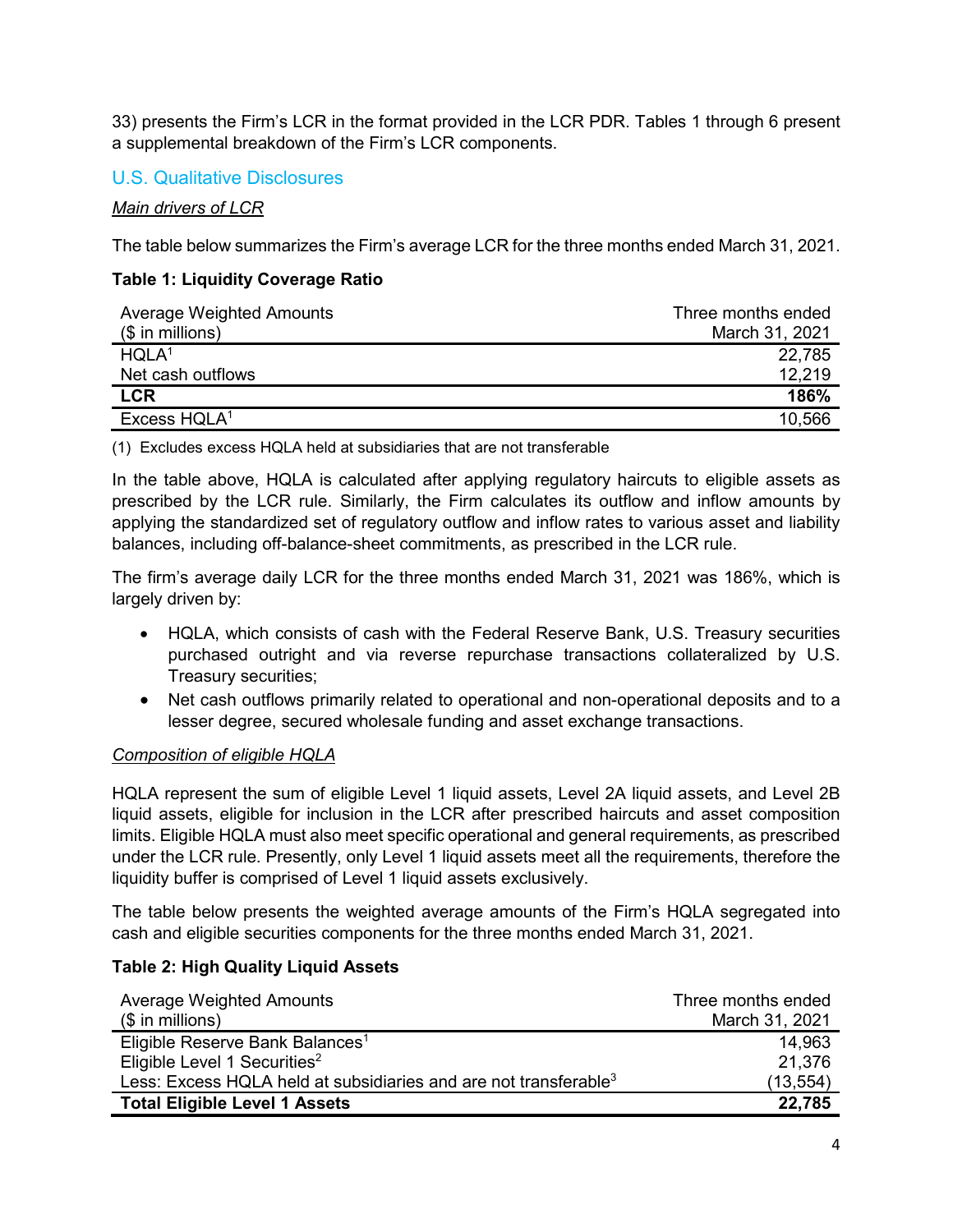33) presents the Firm's LCR in the format provided in the LCR PDR. Tables 1 through 6 present a supplemental breakdown of the Firm's LCR components.

## U.S. Qualitative Disclosures

*Main drivers of LCR*

The table below summarizes the Firm's average LCR for the three months ended March 31, 2021.

**Table 1: Liquidity Coverage Ratio**

| Average Weighted Amounts ($ in millions) | Three months ended March 31, 2021 |
|---|---:|
| HQLA[1] | 22,785 |
| Net cash outflows | 12,219 |
| **LCR** | **186%** |
| Excess HQLA[1] | 10,566 |

(1) Excludes excess HQLA held at subsidiaries that are not transferable

In the table above, HQLA is calculated after applying regulatory haircuts to eligible assets as prescribed by the LCR rule. Similarly, the Firm calculates its outflow and inflow amounts by applying the standardized set of regulatory outflow and inflow rates to various asset and liability balances, including off-balance-sheet commitments, as prescribed in the LCR rule.

The firm's average daily LCR for the three months ended March 31, 2021 was 186%, which is largely driven by:

- HQLA, which consists of cash with the Federal Reserve Bank, U.S. Treasury securities purchased outright and via reverse repurchase transactions collateralized by U.S. Treasury securities;
- Net cash outflows primarily related to operational and non-operational deposits and to a lesser degree, secured wholesale funding and asset exchange transactions.

*Composition of eligible HQLA*

HQLA represent the sum of eligible Level 1 liquid assets, Level 2A liquid assets, and Level 2B liquid assets, eligible for inclusion in the LCR after prescribed haircuts and asset composition limits. Eligible HQLA must also meet specific operational and general requirements, as prescribed under the LCR rule. Presently, only Level 1 liquid assets meet all the requirements, therefore the liquidity buffer is comprised of Level 1 liquid assets exclusively.

The table below presents the weighted average amounts of the Firm's HQLA segregated into cash and eligible securities components for the three months ended March 31, 2021.

**Table 2: High Quality Liquid Assets**

| Average Weighted Amounts ($ in millions) | Three months ended March 31, 2021 |
|---|---:|
| Eligible Reserve Bank Balances[1] | 14,963 |
| Eligible Level 1 Securities[2] | 21,376 |
| Less: Excess HQLA held at subsidiaries and are not transferable[3] | (13,554) |
| **Total Eligible Level 1 Assets** | **22,785** |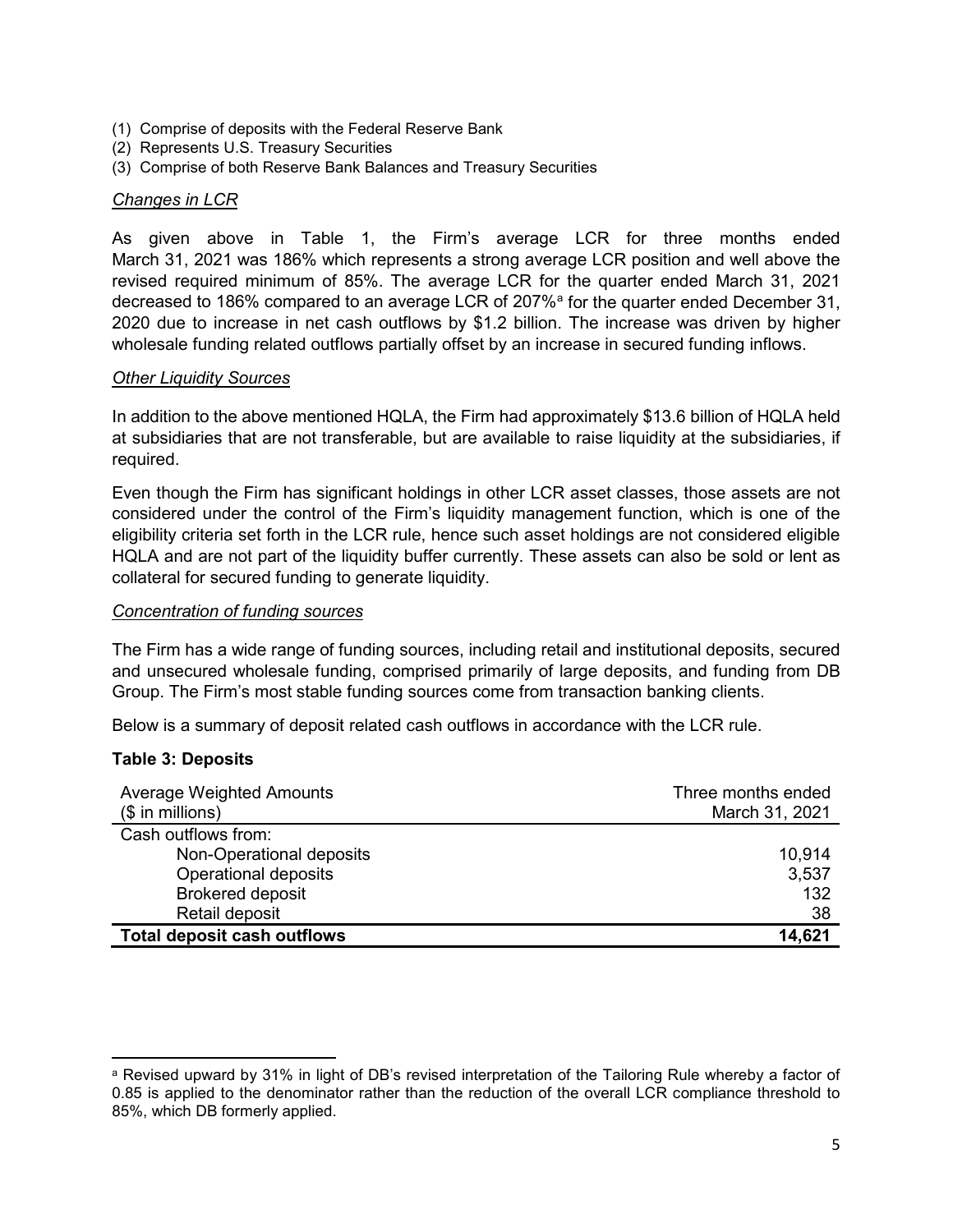(1) Comprise of deposits with the Federal Reserve Bank
(2) Represents U.S. Treasury Securities
(3) Comprise of both Reserve Bank Balances and Treasury Securities

*Changes in LCR*

As given above in Table 1, the Firm's average LCR for three months ended March 31, 2021 was 186% which represents a strong average LCR position and well above the revised required minimum of 85%. The average LCR for the quarter ended March 31, 2021 decreased to 186% compared to an average LCR of 207%[a] for the quarter ended December 31, 2020 due to increase in net cash outflows by $1.2 billion. The increase was driven by higher wholesale funding related outflows partially offset by an increase in secured funding inflows.

*Other Liquidity Sources*

In addition to the above mentioned HQLA, the Firm had approximately $13.6 billion of HQLA held at subsidiaries that are not transferable, but are available to raise liquidity at the subsidiaries, if required.

Even though the Firm has significant holdings in other LCR asset classes, those assets are not considered under the control of the Firm's liquidity management function, which is one of the eligibility criteria set forth in the LCR rule, hence such asset holdings are not considered eligible HQLA and are not part of the liquidity buffer currently. These assets can also be sold or lent as collateral for secured funding to generate liquidity.

*Concentration of funding sources*

The Firm has a wide range of funding sources, including retail and institutional deposits, secured and unsecured wholesale funding, comprised primarily of large deposits, and funding from DB Group. The Firm's most stable funding sources come from transaction banking clients.

Below is a summary of deposit related cash outflows in accordance with the LCR rule.

**Table 3: Deposits**

| Average Weighted Amounts ($ in millions) | Three months ended March 31, 2021 |
|---|---|
| Cash outflows from: | |
| Non-Operational deposits | 10,914 |
| Operational deposits | 3,537 |
| Brokered deposit | 132 |
| Retail deposit | 38 |
| **Total deposit cash outflows** | **14,621** |

[a] Revised upward by 31% in light of DB's revised interpretation of the Tailoring Rule whereby a factor of 0.85 is applied to the denominator rather than the reduction of the overall LCR compliance threshold to 85%, which DB formerly applied.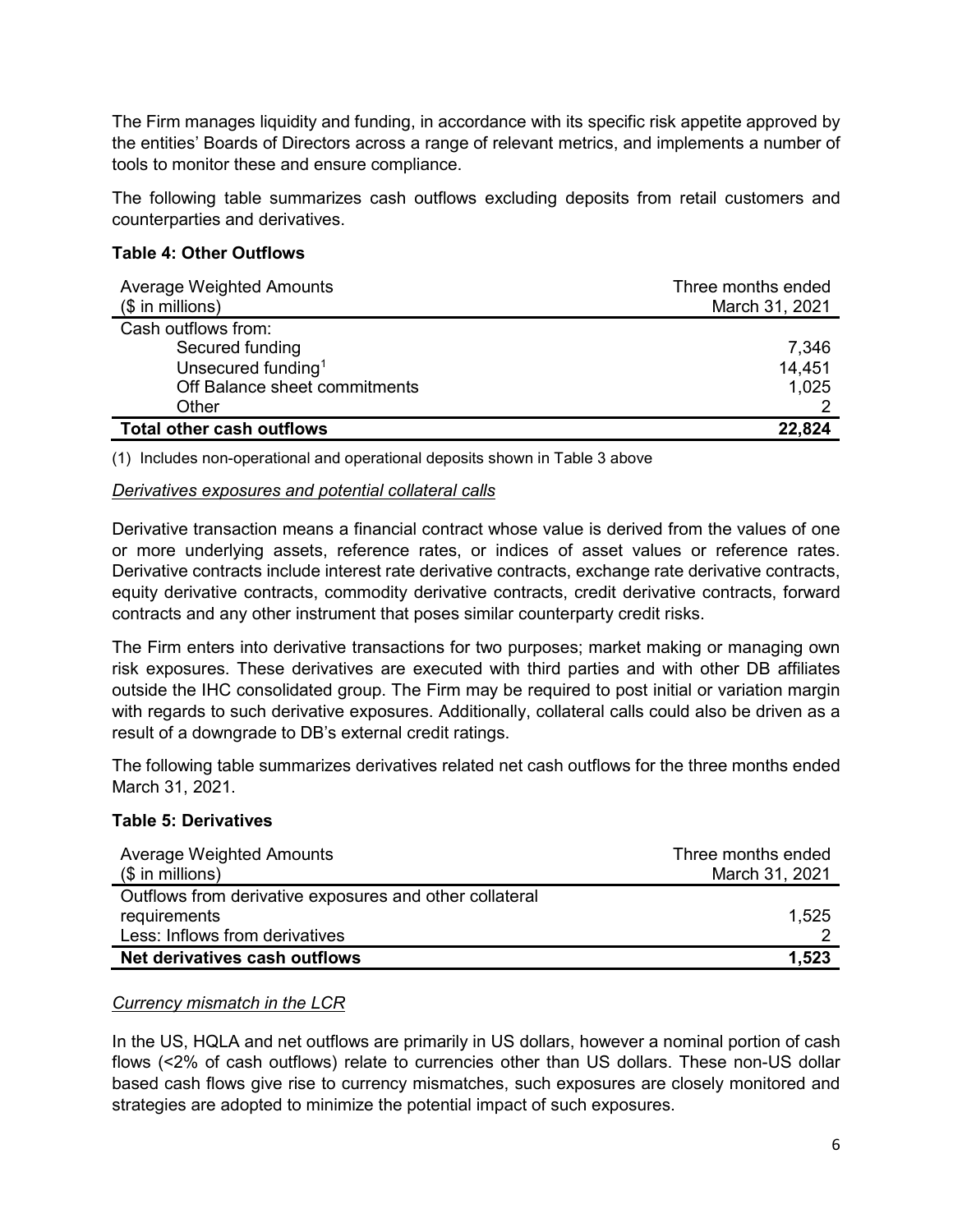The Firm manages liquidity and funding, in accordance with its specific risk appetite approved by the entities' Boards of Directors across a range of relevant metrics, and implements a number of tools to monitor these and ensure compliance.

The following table summarizes cash outflows excluding deposits from retail customers and counterparties and derivatives.

**Table 4: Other Outflows**

| Average Weighted Amounts ($ in millions) | Three months ended March 31, 2021 |
|---|---|
| Cash outflows from: | |
| Secured funding | 7,346 |
| Unsecured funding[1] | 14,451 |
| Off Balance sheet commitments | 1,025 |
| Other | 2 |
| **Total other cash outflows** | **22,824** |

(1) Includes non-operational and operational deposits shown in Table 3 above

*Derivatives exposures and potential collateral calls*

Derivative transaction means a financial contract whose value is derived from the values of one or more underlying assets, reference rates, or indices of asset values or reference rates. Derivative contracts include interest rate derivative contracts, exchange rate derivative contracts, equity derivative contracts, commodity derivative contracts, credit derivative contracts, forward contracts and any other instrument that poses similar counterparty credit risks.

The Firm enters into derivative transactions for two purposes; market making or managing own risk exposures. These derivatives are executed with third parties and with other DB affiliates outside the IHC consolidated group. The Firm may be required to post initial or variation margin with regards to such derivative exposures. Additionally, collateral calls could also be driven as a result of a downgrade to DB's external credit ratings.

The following table summarizes derivatives related net cash outflows for the three months ended March 31, 2021.

**Table 5: Derivatives**

| Average Weighted Amounts ($ in millions) | Three months ended March 31, 2021 |
|---|---|
| Outflows from derivative exposures and other collateral requirements | 1,525 |
| Less: Inflows from derivatives | 2 |
| **Net derivatives cash outflows** | **1,523** |

*Currency mismatch in the LCR*

In the US, HQLA and net outflows are primarily in US dollars, however a nominal portion of cash flows (<2% of cash outflows) relate to currencies other than US dollars. These non-US dollar based cash flows give rise to currency mismatches, such exposures are closely monitored and strategies are adopted to minimize the potential impact of such exposures.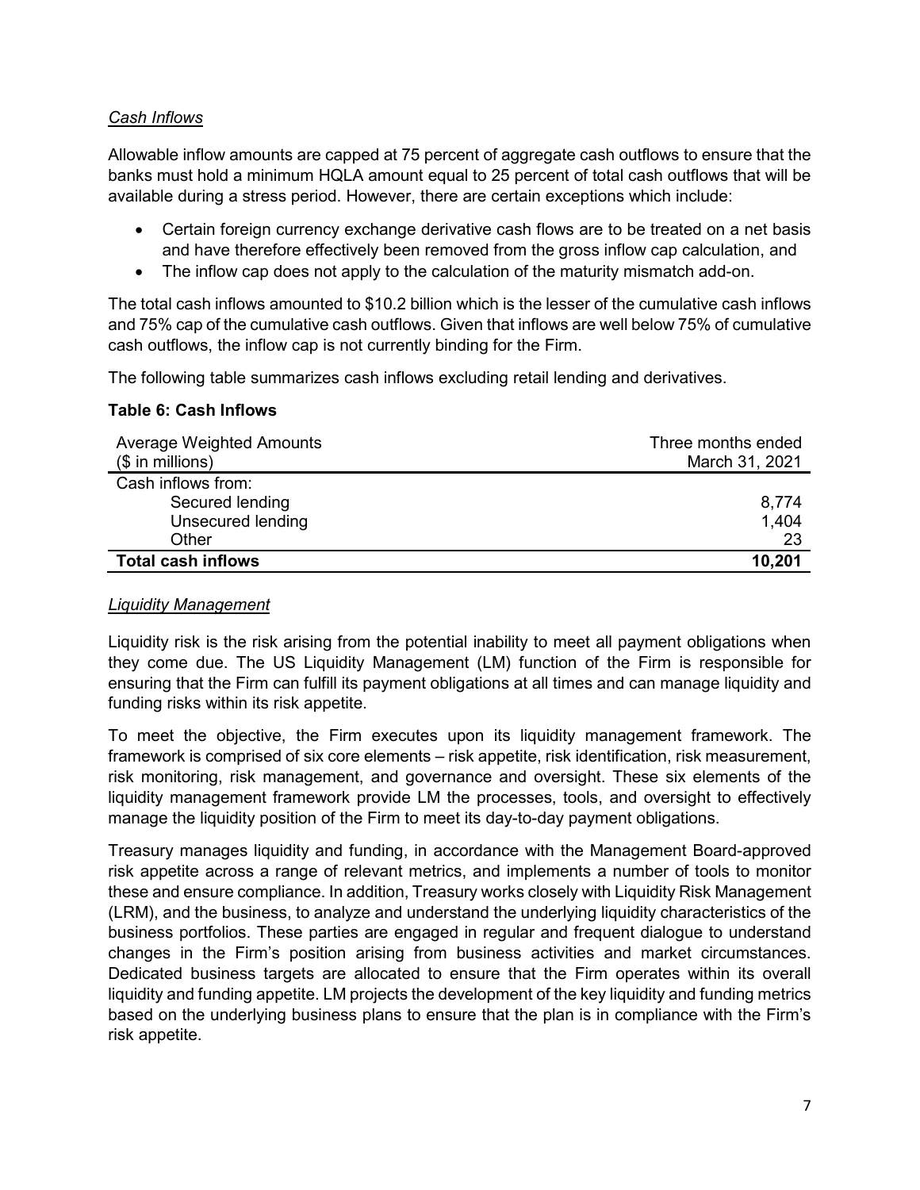*Cash Inflows*

Allowable inflow amounts are capped at 75 percent of aggregate cash outflows to ensure that the banks must hold a minimum HQLA amount equal to 25 percent of total cash outflows that will be available during a stress period. However, there are certain exceptions which include:

- Certain foreign currency exchange derivative cash flows are to be treated on a net basis and have therefore effectively been removed from the gross inflow cap calculation, and
- The inflow cap does not apply to the calculation of the maturity mismatch add-on.

The total cash inflows amounted to $10.2 billion which is the lesser of the cumulative cash inflows and 75% cap of the cumulative cash outflows. Given that inflows are well below 75% of cumulative cash outflows, the inflow cap is not currently binding for the Firm.

The following table summarizes cash inflows excluding retail lending and derivatives.

**Table 6: Cash Inflows**

| Average Weighted Amounts ($ in millions) | Three months ended March 31, 2021 |
|---|---|
| Cash inflows from: | |
| Secured lending | 8,774 |
| Unsecured lending | 1,404 |
| Other | 23 |
| **Total cash inflows** | **10,201** |

*Liquidity Management*

Liquidity risk is the risk arising from the potential inability to meet all payment obligations when they come due. The US Liquidity Management (LM) function of the Firm is responsible for ensuring that the Firm can fulfill its payment obligations at all times and can manage liquidity and funding risks within its risk appetite.

To meet the objective, the Firm executes upon its liquidity management framework. The framework is comprised of six core elements – risk appetite, risk identification, risk measurement, risk monitoring, risk management, and governance and oversight. These six elements of the liquidity management framework provide LM the processes, tools, and oversight to effectively manage the liquidity position of the Firm to meet its day-to-day payment obligations.

Treasury manages liquidity and funding, in accordance with the Management Board-approved risk appetite across a range of relevant metrics, and implements a number of tools to monitor these and ensure compliance. In addition, Treasury works closely with Liquidity Risk Management (LRM), and the business, to analyze and understand the underlying liquidity characteristics of the business portfolios. These parties are engaged in regular and frequent dialogue to understand changes in the Firm's position arising from business activities and market circumstances. Dedicated business targets are allocated to ensure that the Firm operates within its overall liquidity and funding appetite. LM projects the development of the key liquidity and funding metrics based on the underlying business plans to ensure that the plan is in compliance with the Firm's risk appetite.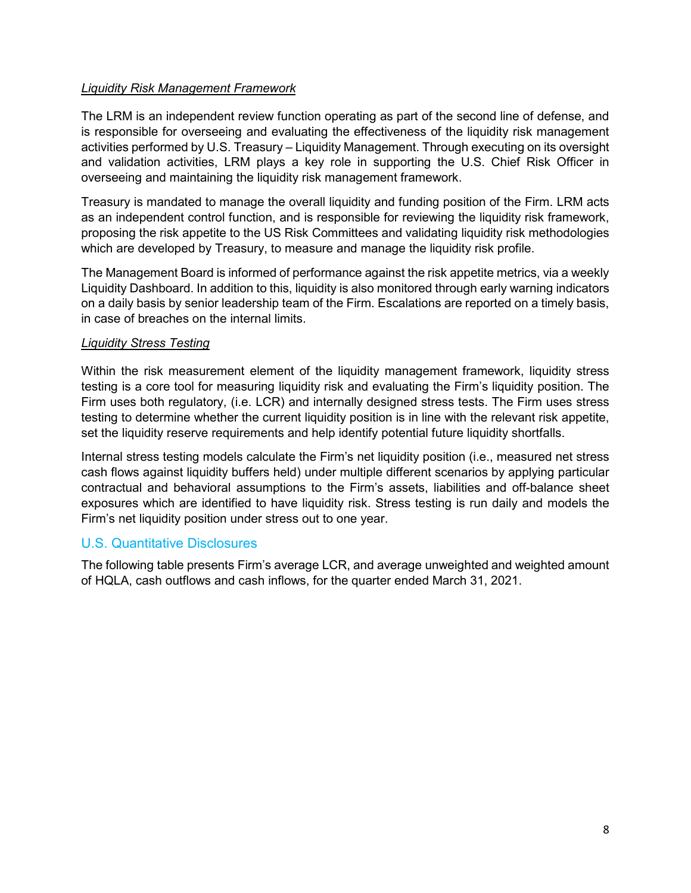*Liquidity Risk Management Framework*

The LRM is an independent review function operating as part of the second line of defense, and is responsible for overseeing and evaluating the effectiveness of the liquidity risk management activities performed by U.S. Treasury – Liquidity Management. Through executing on its oversight and validation activities, LRM plays a key role in supporting the U.S. Chief Risk Officer in overseeing and maintaining the liquidity risk management framework.

Treasury is mandated to manage the overall liquidity and funding position of the Firm. LRM acts as an independent control function, and is responsible for reviewing the liquidity risk framework, proposing the risk appetite to the US Risk Committees and validating liquidity risk methodologies which are developed by Treasury, to measure and manage the liquidity risk profile.

The Management Board is informed of performance against the risk appetite metrics, via a weekly Liquidity Dashboard. In addition to this, liquidity is also monitored through early warning indicators on a daily basis by senior leadership team of the Firm. Escalations are reported on a timely basis, in case of breaches on the internal limits.

*Liquidity Stress Testing*

Within the risk measurement element of the liquidity management framework, liquidity stress testing is a core tool for measuring liquidity risk and evaluating the Firm's liquidity position. The Firm uses both regulatory, (i.e. LCR) and internally designed stress tests. The Firm uses stress testing to determine whether the current liquidity position is in line with the relevant risk appetite, set the liquidity reserve requirements and help identify potential future liquidity shortfalls.

Internal stress testing models calculate the Firm's net liquidity position (i.e., measured net stress cash flows against liquidity buffers held) under multiple different scenarios by applying particular contractual and behavioral assumptions to the Firm's assets, liabilities and off-balance sheet exposures which are identified to have liquidity risk. Stress testing is run daily and models the Firm's net liquidity position under stress out to one year.

## U.S. Quantitative Disclosures

The following table presents Firm's average LCR, and average unweighted and weighted amount of HQLA, cash outflows and cash inflows, for the quarter ended March 31, 2021.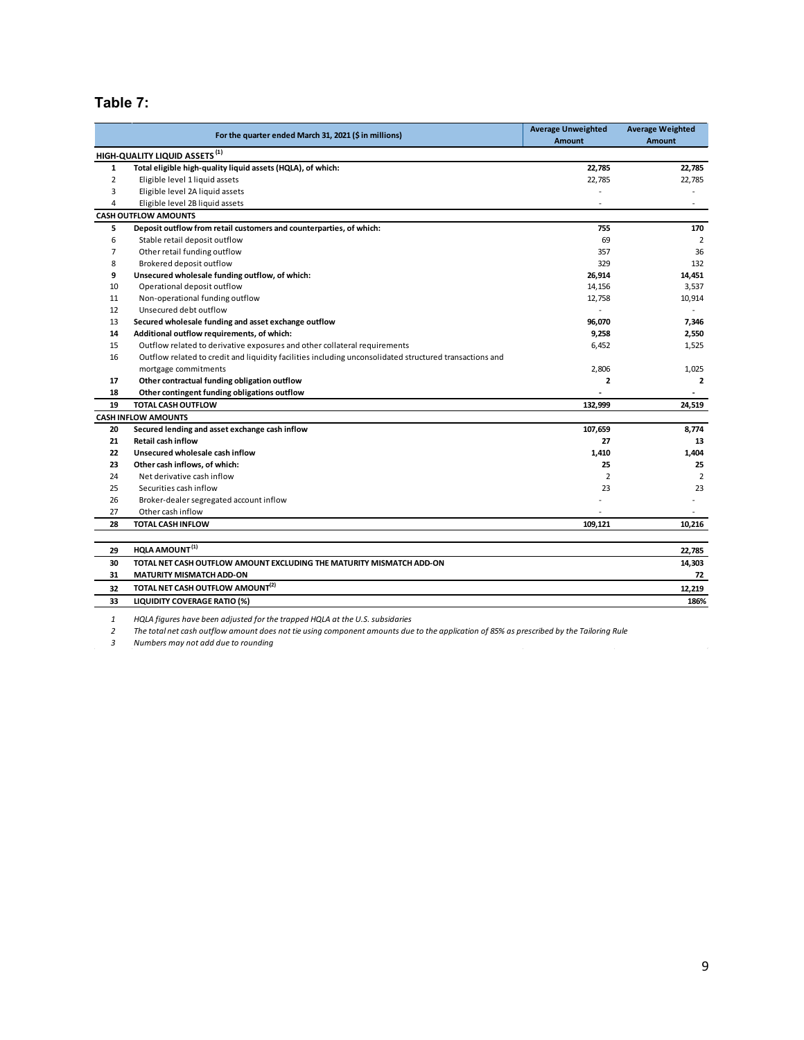## Table 7:

| | For the quarter ended March 31, 2021 ($ in millions) | Average Unweighted Amount | Average Weighted Amount |
|---|---|---|---|
| | **HIGH-QUALITY LIQUID ASSETS [1]** | | |
| **1** | **Total eligible high-quality liquid assets (HQLA), of which:** | **22,785** | **22,785** |
| 2 | Eligible level 1 liquid assets | 22,785 | 22,785 |
| 3 | Eligible level 2A liquid assets | - | - |
| 4 | Eligible level 2B liquid assets | - | - |
| | **CASH OUTFLOW AMOUNTS** | | |
| **5** | **Deposit outflow from retail customers and counterparties, of which:** | **755** | **170** |
| 6 | Stable retail deposit outflow | 69 | 2 |
| 7 | Other retail funding outflow | 357 | 36 |
| 8 | Brokered deposit outflow | 329 | 132 |
| **9** | **Unsecured wholesale funding outflow, of which:** | **26,914** | **14,451** |
| 10 | Operational deposit outflow | 14,156 | 3,537 |
| 11 | Non-operational funding outflow | 12,758 | 10,914 |
| 12 | Unsecured debt outflow | - | - |
| **13** | **Secured wholesale funding and asset exchange outflow** | **96,070** | **7,346** |
| **14** | **Additional outflow requirements, of which:** | **9,258** | **2,550** |
| 15 | Outflow related to derivative exposures and other collateral requirements | 6,452 | 1,525 |
| 16 | Outflow related to credit and liquidity facilities including unconsolidated structured transactions and mortgage commitments | 2,806 | 1,025 |
| **17** | **Other contractual funding obligation outflow** | **2** | **2** |
| **18** | **Other contingent funding obligations outflow** | **-** | **-** |
| **19** | **TOTAL CASH OUTFLOW** | **132,999** | **24,519** |
| | **CASH INFLOW AMOUNTS** | | |
| **20** | **Secured lending and asset exchange cash inflow** | **107,659** | **8,774** |
| **21** | **Retail cash inflow** | **27** | **13** |
| **22** | **Unsecured wholesale cash inflow** | **1,410** | **1,404** |
| **23** | **Other cash inflows, of which:** | **25** | **25** |
| 24 | Net derivative cash inflow | 2 | 2 |
| 25 | Securities cash inflow | 23 | 23 |
| 26 | Broker-dealer segregated account inflow | - | - |
| 27 | Other cash inflow | - | - |
| **28** | **TOTAL CASH INFLOW** | **109,121** | **10,216** |
| **29** | **HQLA AMOUNT [1]** | | **22,785** |
| **30** | **TOTAL NET CASH OUTFLOW AMOUNT EXCLUDING THE MATURITY MISMATCH ADD-ON** | | **14,303** |
| **31** | **MATURITY MISMATCH ADD-ON** | | **72** |
| **32** | **TOTAL NET CASH OUTFLOW AMOUNT [2]** | | **12,219** |
| **33** | **LIQUIDITY COVERAGE RATIO (%)** | | **186%** |

*1 HQLA figures have been adjusted for the trapped HQLA at the U.S. subsidaries*

*2 The total net cash outflow amount does not tie using component amounts due to the application of 85% as prescribed by the Tailoring Rule*

*3 Numbers may not add due to rounding*